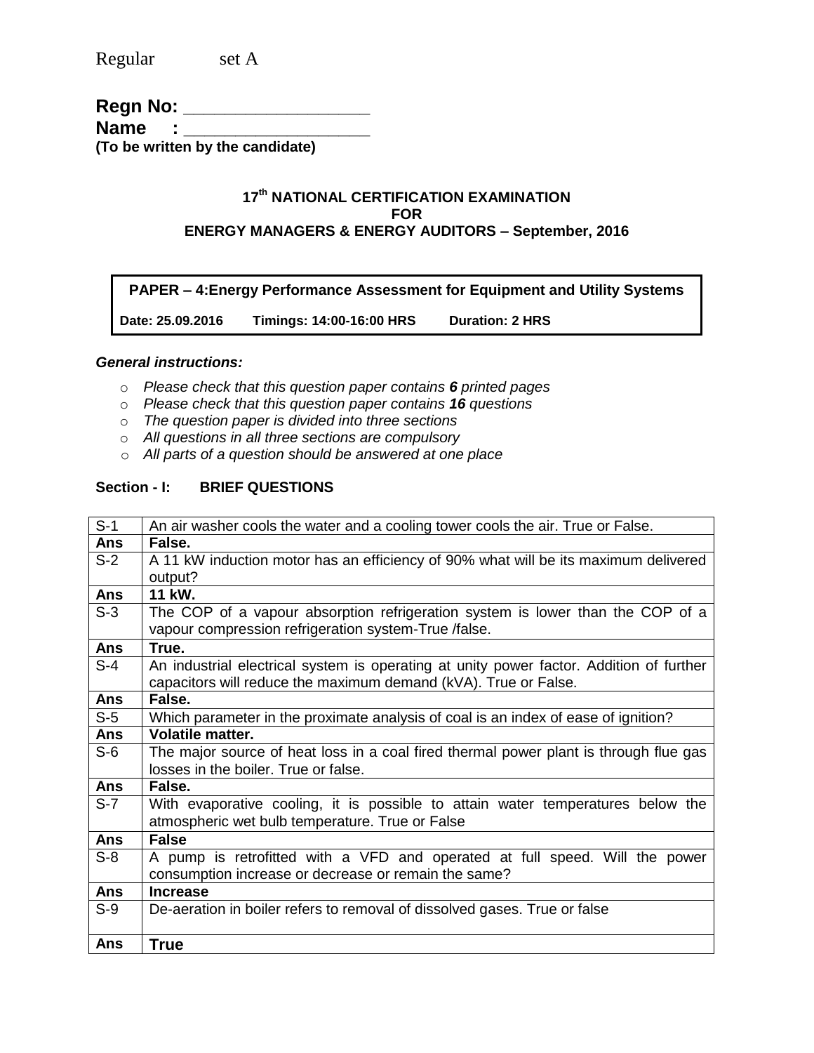Regular set A

**Regn No: \_\_\_\_\_\_\_\_\_\_\_\_\_\_\_\_\_\_\_**
**Name : \_\_\_\_\_\_\_\_\_\_\_\_\_\_\_\_\_\_\_**
**(To be written by the candidate)**

## 17th NATIONAL CERTIFICATION EXAMINATION FOR ENERGY MANAGERS & ENERGY AUDITORS – September, 2016

**PAPER – 4:Energy Performance Assessment for Equipment and Utility Systems**

**Date: 25.09.2016 Timings: 14:00-16:00 HRS Duration: 2 HRS**

***General instructions:***

- *Please check that this question paper contains **6** printed pages*
- *Please check that this question paper contains **16** questions*
- *The question paper is divided into three sections*
- *All questions in all three sections are compulsory*
- *All parts of a question should be answered at one place*

### Section - I: BRIEF QUESTIONS

| | |
|---|---|
| S-1 | An air washer cools the water and a cooling tower cools the air. True or False. |
| **Ans** | **False.** |
| S-2 | A 11 kW induction motor has an efficiency of 90% what will be its maximum delivered output? |
| **Ans** | **11 kW.** |
| S-3 | The COP of a vapour absorption refrigeration system is lower than the COP of a vapour compression refrigeration system-True /false. |
| **Ans** | **True.** |
| S-4 | An industrial electrical system is operating at unity power factor. Addition of further capacitors will reduce the maximum demand (kVA). True or False. |
| **Ans** | **False.** |
| S-5 | Which parameter in the proximate analysis of coal is an index of ease of ignition? |
| **Ans** | **Volatile matter.** |
| S-6 | The major source of heat loss in a coal fired thermal power plant is through flue gas losses in the boiler. True or false. |
| **Ans** | **False.** |
| S-7 | With evaporative cooling, it is possible to attain water temperatures below the atmospheric wet bulb temperature. True or False |
| **Ans** | **False** |
| S-8 | A pump is retrofitted with a VFD and operated at full speed. Will the power consumption increase or decrease or remain the same? |
| **Ans** | **Increase** |
| S-9 | De-aeration in boiler refers to removal of dissolved gases. True or false |
| **Ans** | **True** |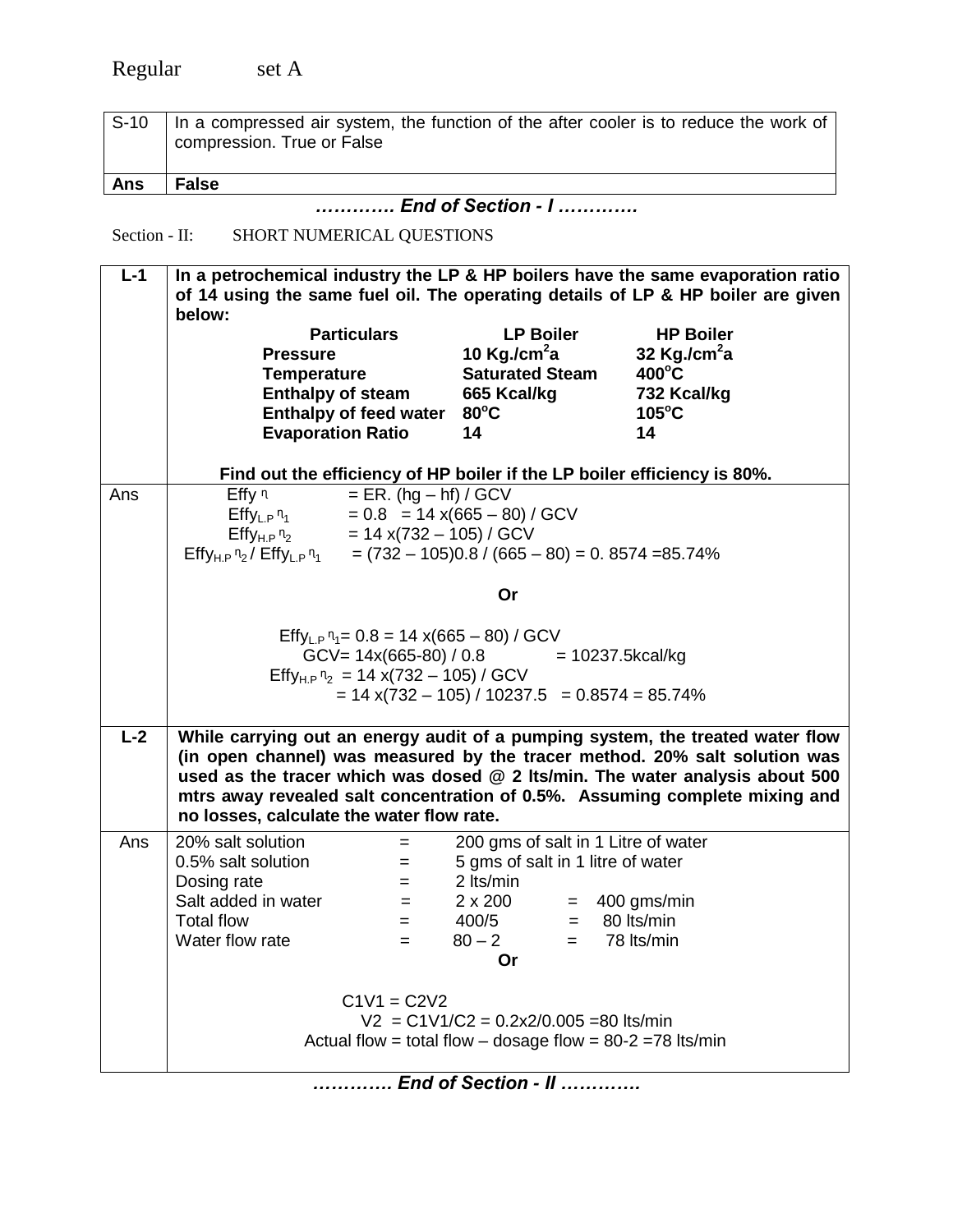Regular set A

| S-10 | In a compressed air system, the function of the after cooler is to reduce the work of compression. True or False |
|---|---|
| **Ans** | **False** |

***…………. End of Section - I ………….***

Section - II: SHORT NUMERICAL QUESTIONS

**L-1** **In a petrochemical industry the LP & HP boilers have the same evaporation ratio of 14 using the same fuel oil. The operating details of LP & HP boiler are given below:**

| **Particulars** | **LP Boiler** | **HP Boiler** |
|---|---|---|
| **Pressure** | **10 Kg./cm$^2$a** | **32 Kg./cm$^2$a** |
| **Temperature** | **Saturated Steam** | **400$^o$C** |
| **Enthalpy of steam** | **665 Kcal/kg** | **732 Kcal/kg** |
| **Enthalpy of feed water** | **80$^o$C** | **105$^o$C** |
| **Evaporation Ratio** | **14** | **14** |

**Find out the efficiency of HP boiler if the LP boiler efficiency is 80%.**

**Ans**

Effy $\eta$ = ER. (hg – hf) / GCV

$\text{Effy}_{L.P}\ \eta_1$ = 0.8 = 14 x(665 – 80) / GCV

$\text{Effy}_{H.P}\ \eta_2$ = 14 x(732 – 105) / GCV

$\text{Effy}_{H.P}\ \eta_2 / \text{Effy}_{L.P}\ \eta_1$ = (732 – 105)0.8 / (665 – 80) = 0. 8574 =85.74%

**Or**

$\text{Effy}_{L.P}\ \eta_1$= 0.8 = 14 x(665 – 80) / GCV

GCV= 14x(665-80) / 0.8 = 10237.5kcal/kg

$\text{Effy}_{H.P}\ \eta_2$ = 14 x(732 – 105) / GCV

= 14 x(732 – 105) / 10237.5 = 0.8574 = 85.74%

**L-2** **While carrying out an energy audit of a pumping system, the treated water flow (in open channel) was measured by the tracer method. 20% salt solution was used as the tracer which was dosed @ 2 lts/min. The water analysis about 500 mtrs away revealed salt concentration of 0.5%. Assuming complete mixing and no losses, calculate the water flow rate.**

**Ans**

| | | | | |
|---|---|---|---|---|
| 20% salt solution | = | 200 gms of salt in 1 Litre of water | | |
| 0.5% salt solution | = | 5 gms of salt in 1 litre of water | | |
| Dosing rate | = | 2 lts/min | | |
| Salt added in water | = | 2 x 200 | = | 400 gms/min |
| Total flow | = | 400/5 | = | 80 lts/min |
| Water flow rate | = | 80 – 2 | = | 78 lts/min |

**Or**

C1V1 = C2V2

V2 = C1V1/C2 = 0.2x2/0.005 =80 lts/min

Actual flow = total flow – dosage flow = 80-2 =78 lts/min

***…………. End of Section - II ………….***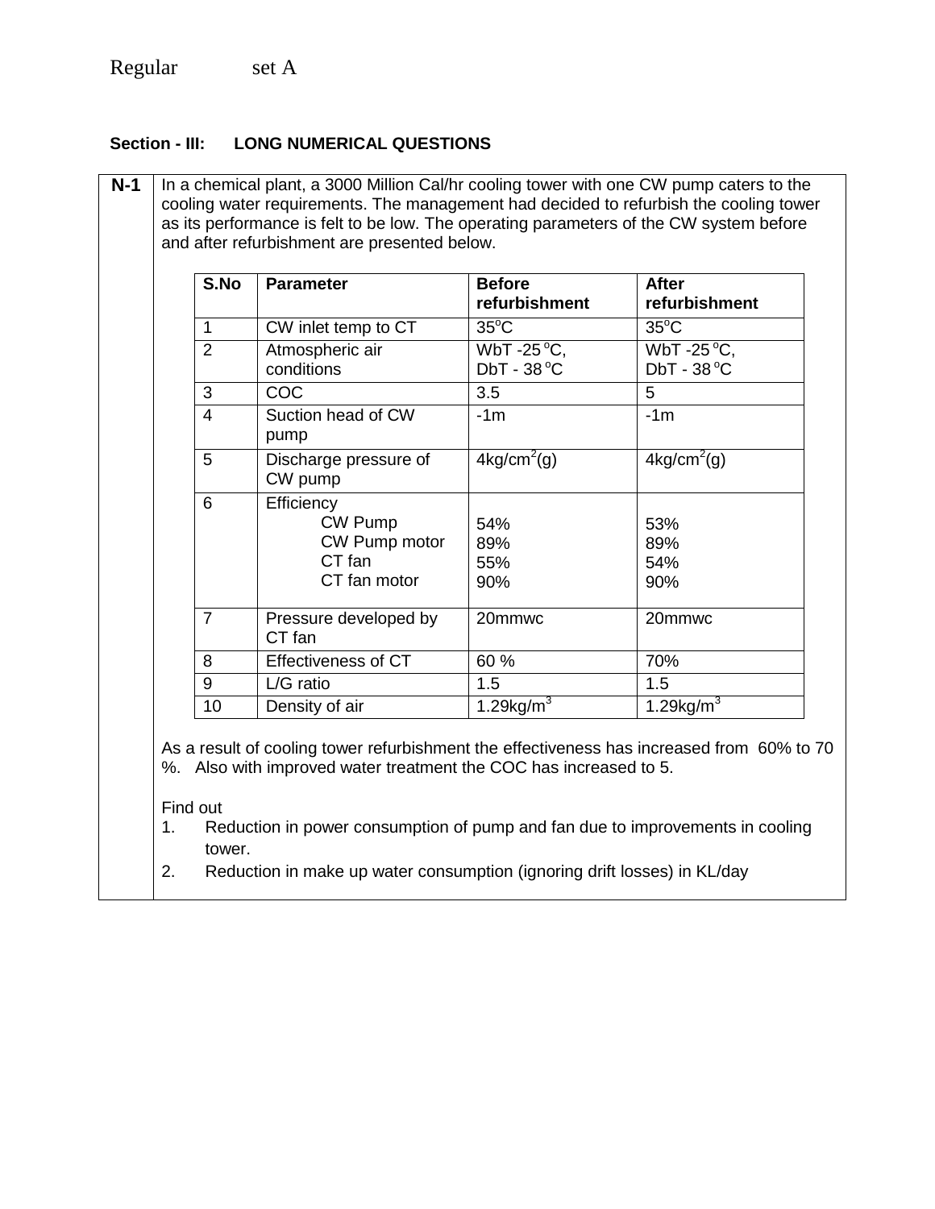Regular set A

**Section - III: LONG NUMERICAL QUESTIONS**

**N-1**

In a chemical plant, a 3000 Million Cal/hr cooling tower with one CW pump caters to the cooling water requirements. The management had decided to refurbish the cooling tower as its performance is felt to be low. The operating parameters of the CW system before and after refurbishment are presented below.

| S.No | Parameter | Before refurbishment | After refurbishment |
|---|---|---|---|
| 1 | CW inlet temp to CT | 35°C | 35°C |
| 2 | Atmospheric air conditions | WbT -25 °C, DbT - 38 °C | WbT -25 °C, DbT - 38 °C |
| 3 | COC | 3.5 | 5 |
| 4 | Suction head of CW pump | -1m | -1m |
| 5 | Discharge pressure of CW pump | 4kg/cm$^2$(g) | 4kg/cm$^2$(g) |
| 6 | Efficiency<br>CW Pump<br>CW Pump motor<br>CT fan<br>CT fan motor | <br>54%<br>89%<br>55%<br>90% | <br>53%<br>89%<br>54%<br>90% |
| 7 | Pressure developed by CT fan | 20mmwc | 20mmwc |
| 8 | Effectiveness of CT | 60 % | 70% |
| 9 | L/G ratio | 1.5 | 1.5 |
| 10 | Density of air | 1.29kg/m$^3$ | 1.29kg/m$^3$ |

As a result of cooling tower refurbishment the effectiveness has increased from 60% to 70 %. Also with improved water treatment the COC has increased to 5.

Find out

1. Reduction in power consumption of pump and fan due to improvements in cooling tower.
2. Reduction in make up water consumption (ignoring drift losses) in KL/day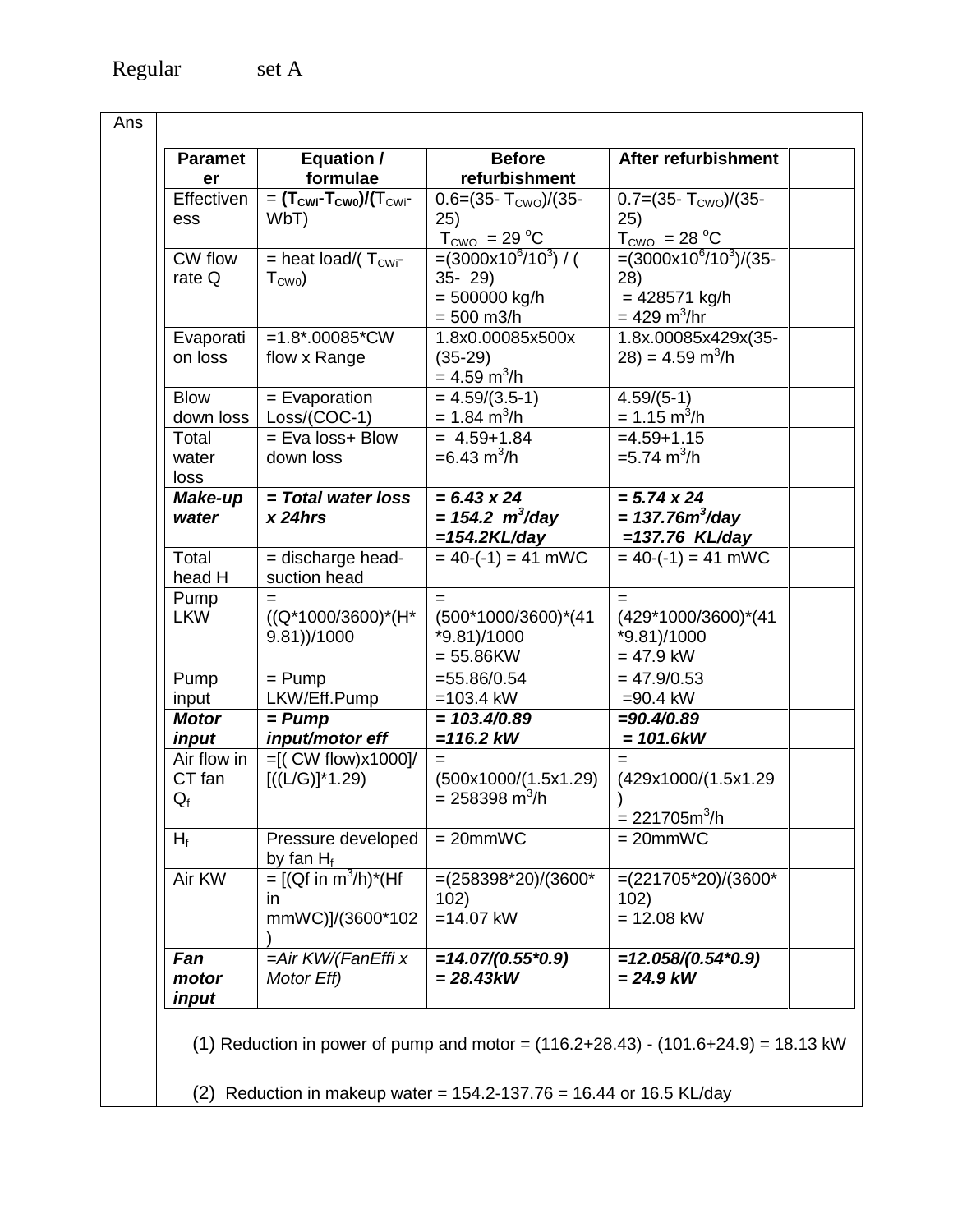Regular set A

Ans

| Parameter | Equation / formulae | Before refurbishment | After refurbishment | |
|---|---|---|---|---|
| Effectiveness | = $(T_{CWi}-T_{CW0})/(T_{CWi}-WbT)$ | 0.6=(35- $T_{CWO}$)/(35-25) $T_{CWO}$ = 29 $^oC$ | 0.7=(35- $T_{CWO}$)/(35-25) $T_{CWO}$ = 28 $^oC$ | |
| CW flow rate Q | = heat load/( $T_{CWi}$-$T_{CW0}$) | =(3000x$10^6$/$10^3$) / ( 35- 29) = 500000 kg/h = 500 m3/h | =(3000x$10^6$/$10^3$)/(35-28) = 428571 kg/h = 429 $m^3$/hr | |
| Evaporation loss | =1.8*.00085*CW flow x Range | 1.8x0.00085x500x (35-29) = 4.59 $m^3$/h | 1.8x.00085x429x(35-28) = 4.59 $m^3$/h | |
| Blow down loss | = Evaporation Loss/(COC-1) | = 4.59/(3.5-1) = 1.84 $m^3$/h | 4.59/(5-1) = 1.15 $m^3$/h | |
| Total water loss | = Eva loss+ Blow down loss | = 4.59+1.84 =6.43 $m^3$/h | =4.59+1.15 =5.74 $m^3$/h | |
| ***Make-up water*** | ***= Total water loss x 24hrs*** | ***= 6.43 x 24 = 154.2 $m^3$/day =154.2KL/day*** | ***= 5.74 x 24 = 137.76$m^3$/day =137.76 KL/day*** | |
| Total head H | = discharge head-suction head | = 40-(-1) = 41 mWC | = 40-(-1) = 41 mWC | |
| Pump LKW | = ((Q*1000/3600)*(H*9.81))/1000 | = (500*1000/3600)*(41*9.81)/1000 = 55.86KW | = (429*1000/3600)*(41*9.81)/1000 = 47.9 kW | |
| Pump input | = Pump LKW/Eff.Pump | =55.86/0.54 =103.4 kW | = 47.9/0.53 =90.4 kW | |
| ***Motor input*** | ***= Pump input/motor eff*** | ***= 103.4/0.89 =116.2 kW*** | ***=90.4/0.89 = 101.6kW*** | |
| Air flow in CT fan $Q_f$ | =[( CW flow)x1000]/ [((L/G)]*1.29) | = (500x1000/(1.5x1.29) = 258398 $m^3$/h | = (429x1000/(1.5x1.29) = 221705$m^3$/h | |
| $H_f$ | Pressure developed by fan $H_f$ | = 20mmWC | = 20mmWC | |
| Air KW | = [(Qf in $m^3$/h)*(Hf in mmWC)]/(3600*102) | =(258398*20)/(3600*102) =14.07 kW | =(221705*20)/(3600*102) = 12.08 kW | |
| ***Fan motor input*** | *=Air KW/(FanEffi x Motor Eff)* | ***=14.07/(0.55*0.9) = 28.43kW*** | ***=12.058/(0.54*0.9) = 24.9 kW*** | |

(1) Reduction in power of pump and motor = (116.2+28.43) - (101.6+24.9) = 18.13 kW

(2) Reduction in makeup water = 154.2-137.76 = 16.44 or 16.5 KL/day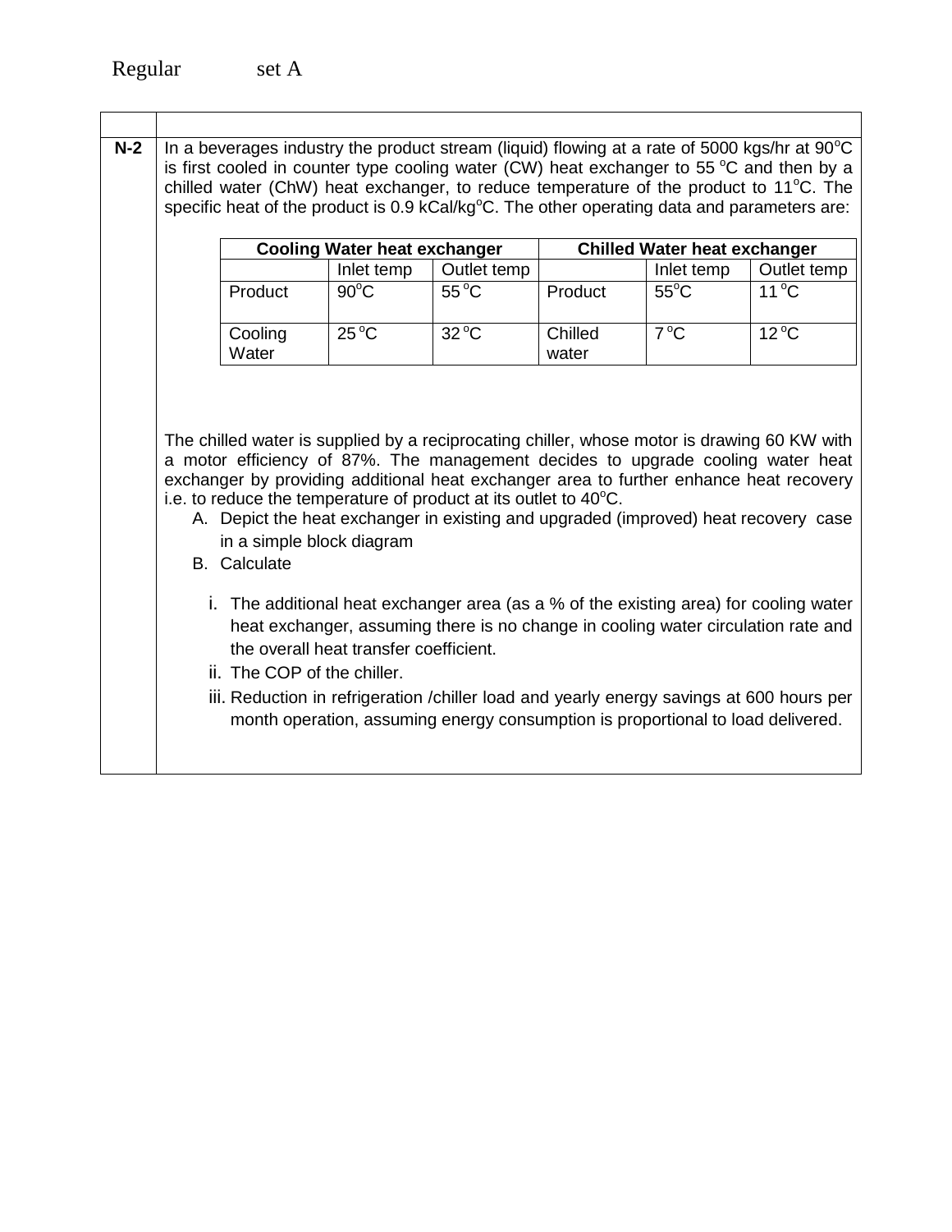Regular set A

**N-2** In a beverages industry the product stream (liquid) flowing at a rate of 5000 kgs/hr at 90°C is first cooled in counter type cooling water (CW) heat exchanger to 55 °C and then by a chilled water (ChW) heat exchanger, to reduce temperature of the product to 11°C. The specific heat of the product is 0.9 kCal/kg°C. The other operating data and parameters are:

| Cooling Water heat exchanger | | | Chilled Water heat exchanger | | |
|---|---|---|---|---|---|
| | Inlet temp | Outlet temp | | Inlet temp | Outlet temp |
| Product | 90°C | 55 °C | Product | 55°C | 11 °C |
| Cooling Water | 25 °C | 32 °C | Chilled water | 7 °C | 12 °C |

The chilled water is supplied by a reciprocating chiller, whose motor is drawing 60 KW with a motor efficiency of 87%. The management decides to upgrade cooling water heat exchanger by providing additional heat exchanger area to further enhance heat recovery i.e. to reduce the temperature of product at its outlet to 40°C.

A. Depict the heat exchanger in existing and upgraded (improved) heat recovery case in a simple block diagram

B. Calculate

i. The additional heat exchanger area (as a % of the existing area) for cooling water heat exchanger, assuming there is no change in cooling water circulation rate and the overall heat transfer coefficient.

ii. The COP of the chiller.

iii. Reduction in refrigeration /chiller load and yearly energy savings at 600 hours per month operation, assuming energy consumption is proportional to load delivered.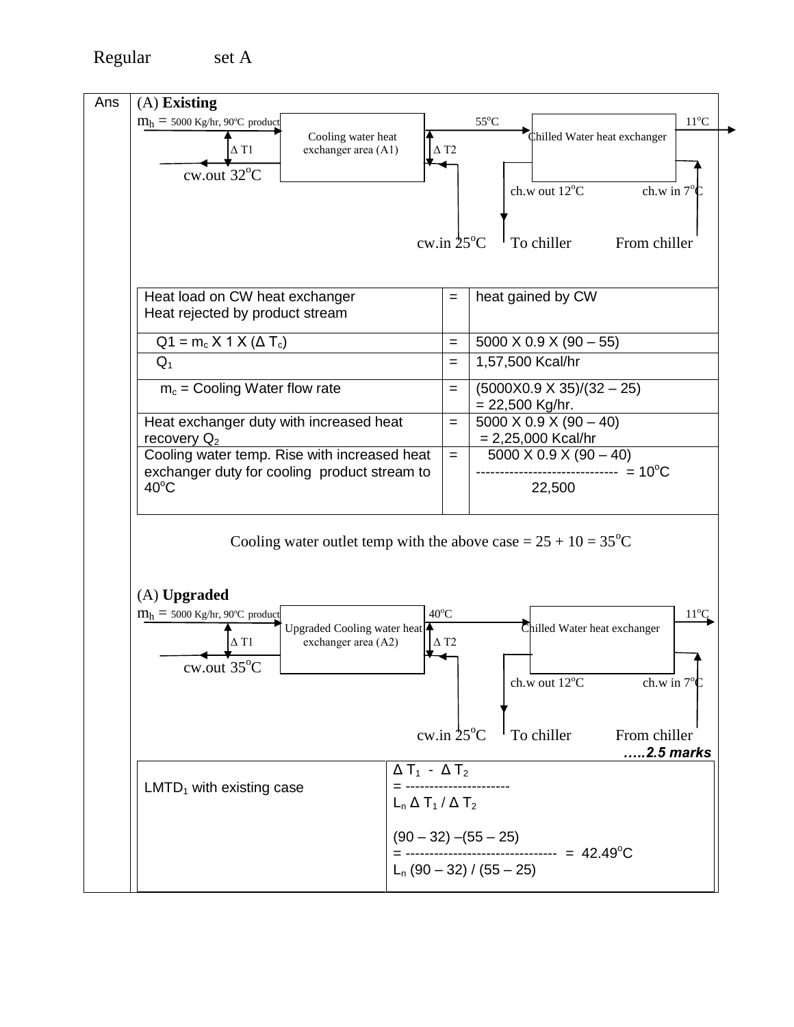Regular set A

Ans

(A) **Existing**

$m_h$ = 5000 Kg/hr, 90°C product → Cooling water heat exchanger area (A1) → 55°C → Chilled Water heat exchanger → 11°C

Δ T1 &nbsp;&nbsp; Δ T2

cw.out 32°C &nbsp;&nbsp; ch.w out 12°C &nbsp;&nbsp; ch.w in 7°C

cw.in 25°C &nbsp;&nbsp; To chiller &nbsp;&nbsp; From chiller

| Heat load on CW heat exchanger<br>Heat rejected by product stream | = | heat gained by CW |
|---|---|---|
| $Q1 = m_c \times 1 \times (\Delta T_c)$ | = | 5000 X 0.9 X (90 – 55) |
| $Q_1$ | = | 1,57,500 Kcal/hr |
| $m_c$ = Cooling Water flow rate | = | (5000X0.9 X 35)/(32 – 25)<br>= 22,500 Kg/hr. |
| Heat exchanger duty with increased heat recovery $Q_2$ | = | 5000 X 0.9 X (90 – 40)<br>= 2,25,000 Kcal/hr |
| Cooling water temp. Rise with increased heat exchanger duty for cooling product stream to 40°C | = | $\dfrac{5000 \times 0.9 \times (90-40)}{22,500} = 10^oC$ |

Cooling water outlet temp with the above case = 25 + 10 = 35°C

(A) **Upgraded**

$m_h$ = 5000 Kg/hr, 90°C product → Upgraded Cooling water heat exchanger area (A2) → 40°C → Chilled Water heat exchanger → 11°C

Δ T1 &nbsp;&nbsp; Δ T2

cw.out 35°C &nbsp;&nbsp; ch.w out 12°C &nbsp;&nbsp; ch.w in 7°C

cw.in 25°C &nbsp;&nbsp; To chiller &nbsp;&nbsp; From chiller

***…..2.5 marks***

| LMTD$_1$ with existing case | $= \dfrac{\Delta T_1 - \Delta T_2}{L_n\, \Delta T_1 / \Delta T_2}$<br><br>$= \dfrac{(90-32)-(55-25)}{L_n\,(90-32)/(55-25)} = 42.49^oC$ |
|---|---|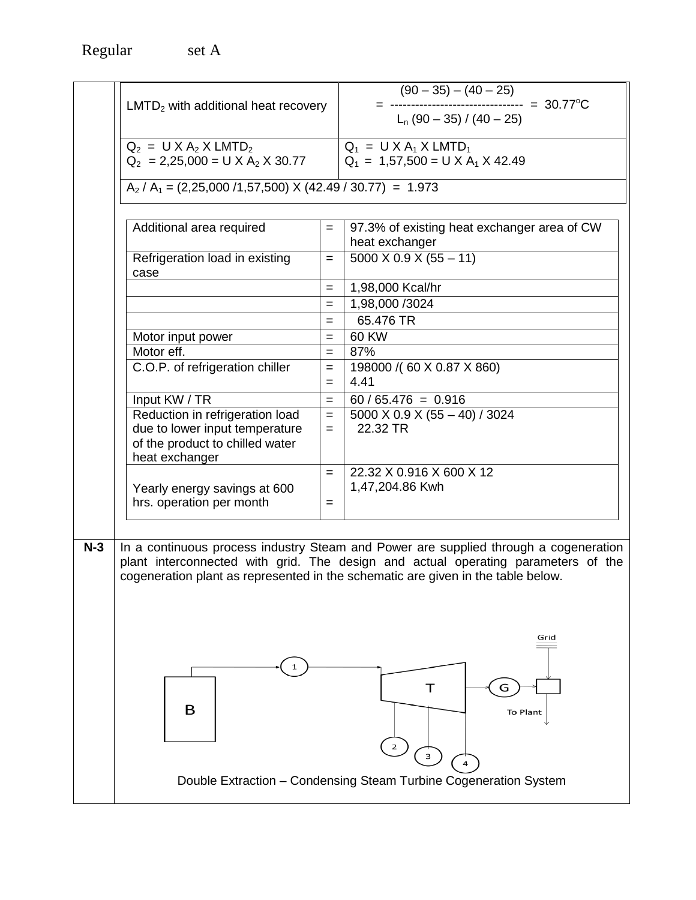| | |
|---|---|
| $LMTD_2$ with additional heat recovery | $= \dfrac{(90 - 35) - (40 - 25)}{L_n\,(90 - 35) / (40 - 25)} = 30.77^oC$ |
| $Q_2 = U \times A_2 \times LMTD_2$<br>$Q_2 = 2{,}25{,}000 = U \times A_2 \times 30.77$ | $Q_1 = U \times A_1 \times LMTD_1$<br>$Q_1 = 1{,}57{,}500 = U \times A_1 \times 42.49$ |
| $A_2 / A_1 = (2{,}25{,}000 / 1{,}57{,}500) \times (42.49 / 30.77) = 1.973$ | |

| | | |
|---|---|---|
| Additional area required | = | 97.3% of existing heat exchanger area of CW heat exchanger |
| Refrigeration load in existing case | = | 5000 X 0.9 X (55 – 11) |
| | = | 1,98,000 Kcal/hr |
| | = | 1,98,000 /3024 |
| | = | 65.476 TR |
| Motor input power | = | 60 KW |
| Motor eff. | = | 87% |
| C.O.P. of refrigeration chiller | =<br>= | 198000 /( 60 X 0.87 X 860)<br>4.41 |
| Input KW / TR | = | 60 / 65.476 = 0.916 |
| Reduction in refrigeration load due to lower input temperature of the product to chilled water heat exchanger | =<br>= | 5000 X 0.9 X (55 – 40) / 3024<br>22.32 TR |
| Yearly energy savings at 600 hrs. operation per month | =<br>= | 22.32 X 0.916 X 600 X 12<br>1,47,204.86 Kwh |

**N-3** In a continuous process industry Steam and Power are supplied through a cogeneration plant interconnected with grid. The design and actual operating parameters of the cogeneration plant as represented in the schematic are given in the table below.

Double Extraction – Condensing Steam Turbine Cogeneration System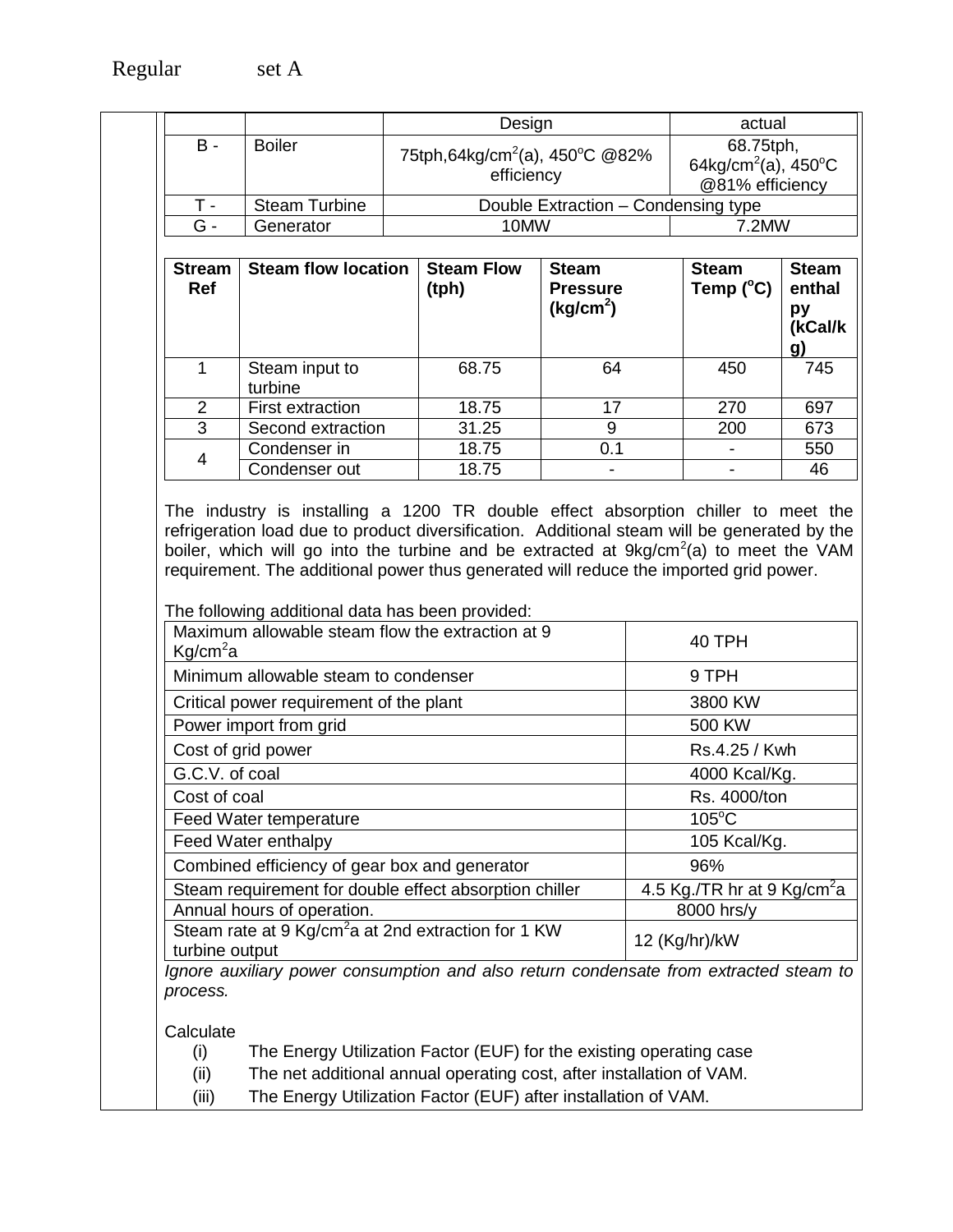Regular set A

|  |  | Design | actual |
|---|---|---|---|
| B - | Boiler | 75tph,64kg/cm$^2$(a), 450$^o$C @82% efficiency | 68.75tph, 64kg/cm$^2$(a), 450$^o$C @81% efficiency |
| T - | Steam Turbine | Double Extraction – Condensing type | |
| G - | Generator | 10MW | 7.2MW |

| Stream Ref | Steam flow location | Steam Flow (tph) | Steam Pressure (kg/cm$^2$) | Steam Temp ($^o$C) | Steam enthalpy (kCal/kg) |
|---|---|---|---|---|---|
| 1 | Steam input to turbine | 68.75 | 64 | 450 | 745 |
| 2 | First extraction | 18.75 | 17 | 270 | 697 |
| 3 | Second extraction | 31.25 | 9 | 200 | 673 |
| 4 | Condenser in | 18.75 | 0.1 | - | 550 |
|  | Condenser out | 18.75 | - | - | 46 |

The industry is installing a 1200 TR double effect absorption chiller to meet the refrigeration load due to product diversification. Additional steam will be generated by the boiler, which will go into the turbine and be extracted at 9kg/cm$^2$(a) to meet the VAM requirement. The additional power thus generated will reduce the imported grid power.

The following additional data has been provided:

| Parameter | Value |
|---|---|
| Maximum allowable steam flow the extraction at 9 Kg/cm$^2$a | 40 TPH |
| Minimum allowable steam to condenser | 9 TPH |
| Critical power requirement of the plant | 3800 KW |
| Power import from grid | 500 KW |
| Cost of grid power | Rs.4.25 / Kwh |
| G.C.V. of coal | 4000 Kcal/Kg. |
| Cost of coal | Rs. 4000/ton |
| Feed Water temperature | 105$^o$C |
| Feed Water enthalpy | 105 Kcal/Kg. |
| Combined efficiency of gear box and generator | 96% |
| Steam requirement for double effect absorption chiller | 4.5 Kg./TR hr at 9 Kg/cm$^2$a |
| Annual hours of operation. | 8000 hrs/y |
| Steam rate at 9 Kg/cm$^2$a at 2nd extraction for 1 KW turbine output | 12 (Kg/hr)/kW |

*Ignore auxiliary power consumption and also return condensate from extracted steam to process.*

Calculate

(i) The Energy Utilization Factor (EUF) for the existing operating case

(ii) The net additional annual operating cost, after installation of VAM.

(iii) The Energy Utilization Factor (EUF) after installation of VAM.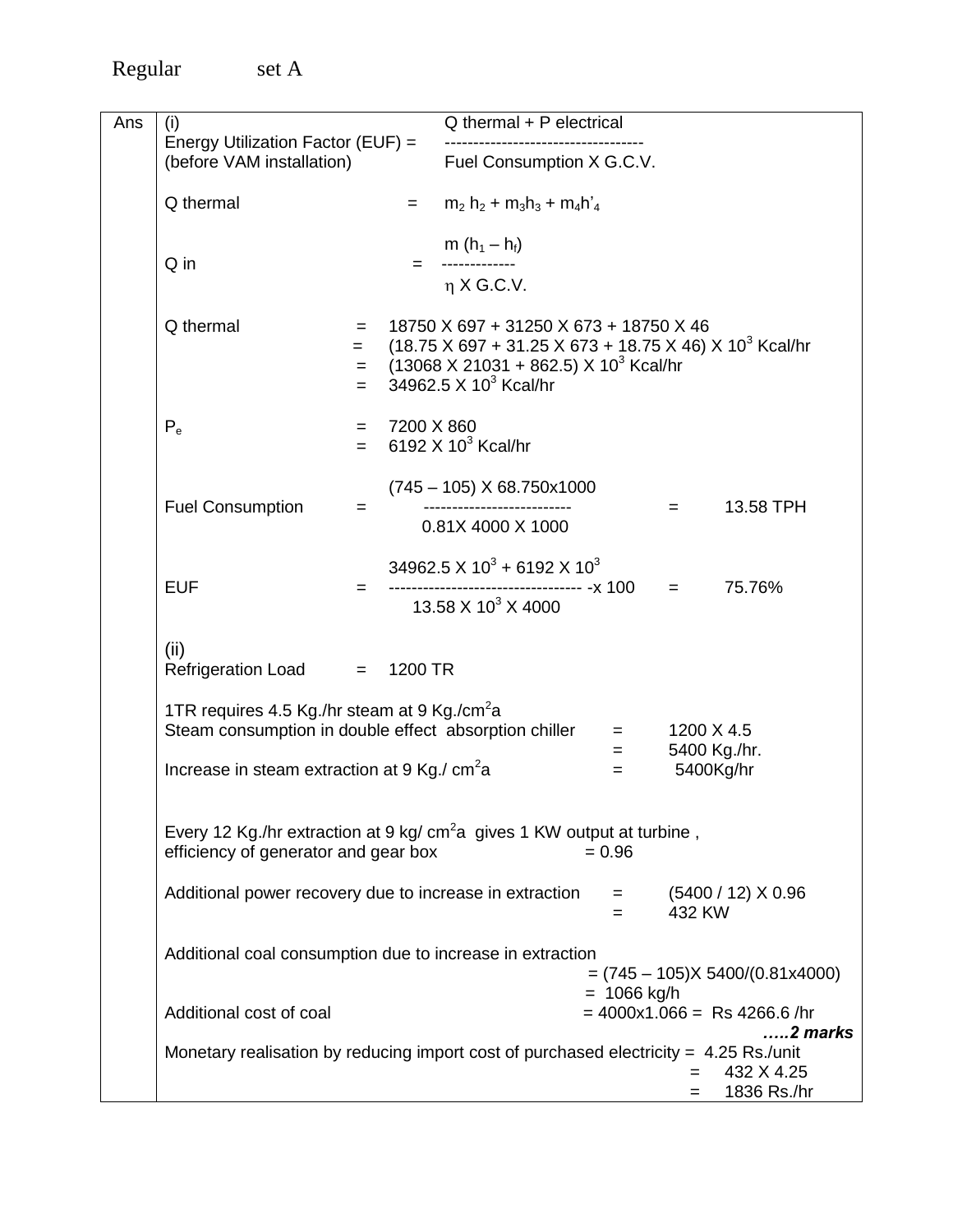Regular set A

**Ans**

(i)

$$\text{Energy Utilization Factor (EUF) (before VAM installation)} = \frac{\text{Q thermal + P electrical}}{\text{Fuel Consumption X G.C.V.}}$$

$$\text{Q thermal} = m_2 h_2 + m_3 h_3 + m_4 h'_4$$

$$\text{Q in} = \frac{m (h_1 - h_f)}{\eta \text{ X G.C.V.}}$$

$$
\begin{aligned}
\text{Q thermal} &= 18750 \text{ X } 697 + 31250 \text{ X } 673 + 18750 \text{ X } 46 \\
&= (18.75 \text{ X } 697 + 31.25 \text{ X } 673 + 18.75 \text{ X } 46) \text{ X } 10^3 \text{ Kcal/hr} \\
&= (13068 \text{ X } 21031 + 862.5) \text{ X } 10^3 \text{ Kcal/hr} \\
&= 34962.5 \text{ X } 10^3 \text{ Kcal/hr}
\end{aligned}
$$

$$
\begin{aligned}
P_e &= 7200 \text{ X } 860 \\
&= 6192 \text{ X } 10^3 \text{ Kcal/hr}
\end{aligned}
$$

$$\text{Fuel Consumption} = \frac{(745 - 105) \text{ X } 68.750\text{x}1000}{0.81\text{X } 4000 \text{ X } 1000} = 13.58 \text{ TPH}$$

$$\text{EUF} = \frac{34962.5 \text{ X } 10^3 + 6192 \text{ X } 10^3}{13.58 \text{ X } 10^3 \text{ X } 4000} \text{ x } 100 = 75.76\%$$

(ii)

Refrigeration Load = 1200 TR

1TR requires 4.5 Kg./hr steam at 9 Kg./cm$^2$a

Steam consumption in double effect absorption chiller = 1200 X 4.5 = 5400 Kg./hr.

Increase in steam extraction at 9 Kg./ cm$^2$a = 5400Kg/hr

Every 12 Kg./hr extraction at 9 kg/ cm$^2$a gives 1 KW output at turbine ,

efficiency of generator and gear box = 0.96

Additional power recovery due to increase in extraction = (5400 / 12) X 0.96 = 432 KW

Additional coal consumption due to increase in extraction

= (745 – 105)X 5400/(0.81x4000)

= 1066 kg/h

Additional cost of coal = 4000x1.066 = Rs 4266.6 /hr

***…..2 marks***

Monetary realisation by reducing import cost of purchased electricity = 4.25 Rs./unit

= 432 X 4.25

= 1836 Rs./hr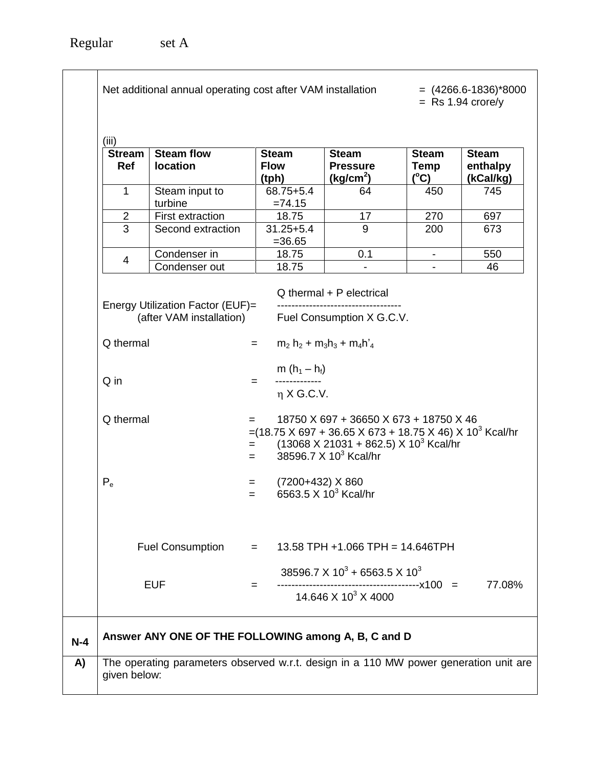Net additional annual operating cost after VAM installation = (4266.6-1836)*8000 = Rs 1.94 crore/y

(iii)

| Stream Ref | Steam flow location | Steam Flow (tph) | Steam Pressure (kg/cm$^2$) | Steam Temp ($^o$C) | Steam enthalpy (kCal/kg) |
|---|---|---|---|---|---|
| 1 | Steam input to turbine | 68.75+5.4 =74.15 | 64 | 450 | 745 |
| 2 | First extraction | 18.75 | 17 | 270 | 697 |
| 3 | Second extraction | 31.25+5.4 =36.65 | 9 | 200 | 673 |
| 4 | Condenser in | 18.75 | 0.1 | - | 550 |
| | Condenser out | 18.75 | - | - | 46 |

Energy Utilization Factor (EUF) (after VAM installation) = $\dfrac{\text{Q thermal + P electrical}}{\text{Fuel Consumption X G.C.V.}}$

Q thermal = $m_2\, h_2 + m_3 h_3 + m_4 h'_4$

Q in = $\dfrac{m\,(h_1 - h_f)}{\eta \text{ X G.C.V.}}$

Q thermal = 18750 X 697 + 36650 X 673 + 18750 X 46

=(18.75 X 697 + 36.65 X 673 + 18.75 X 46) X 10$^3$ Kcal/hr

= (13068 X 21031 + 862.5) X 10$^3$ Kcal/hr

= 38596.7 X 10$^3$ Kcal/hr

$P_e$ = (7200+432) X 860

= 6563.5 X 10$^3$ Kcal/hr

Fuel Consumption = 13.58 TPH +1.066 TPH = 14.646TPH

EUF = $\dfrac{38596.7 \text{ X } 10^3 + 6563.5 \text{ X } 10^3}{14.646 \text{ X } 10^3 \text{ X } 4000}$x100 = 77.08%

| | |
|---|---|
| **N-4** | **Answer ANY ONE OF THE FOLLOWING among A, B, C and D** |
| **A)** | The operating parameters observed w.r.t. design in a 110 MW power generation unit are given below: |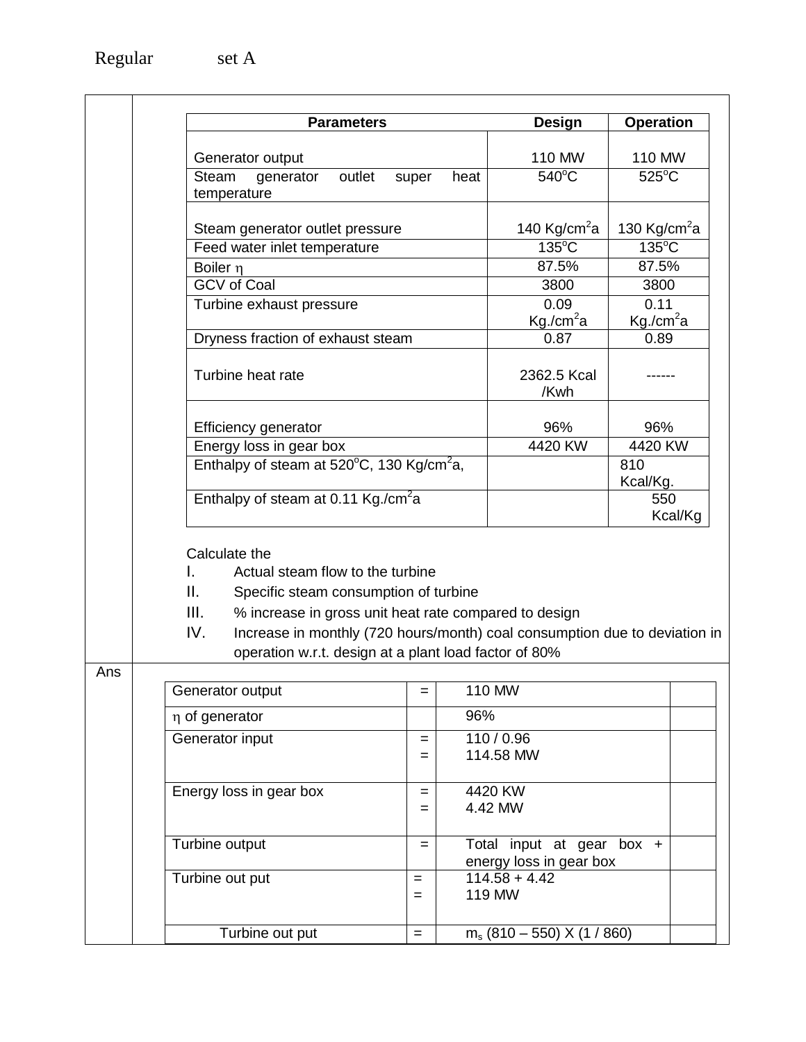Regular set A

| Parameters | Design | Operation |
|---|---|---|
| Generator output | 110 MW | 110 MW |
| Steam generator outlet super heat temperature | 540°C | 525°C |
| Steam generator outlet pressure | 140 Kg/cm$^2$a | 130 Kg/cm$^2$a |
| Feed water inlet temperature | 135°C | 135°C |
| Boiler $\eta$ | 87.5% | 87.5% |
| GCV of Coal | 3800 | 3800 |
| Turbine exhaust pressure | 0.09 Kg./cm$^2$a | 0.11 Kg./cm$^2$a |
| Dryness fraction of exhaust steam | 0.87 | 0.89 |
| Turbine heat rate | 2362.5 Kcal /Kwh | ------ |
| Efficiency generator | 96% | 96% |
| Energy loss in gear box | 4420 KW | 4420 KW |
| Enthalpy of steam at 520°C, 130 Kg/cm$^2$a, | | 810 Kcal/Kg. |
| Enthalpy of steam at 0.11 Kg./cm$^2$a | | 550 Kcal/Kg |

Calculate the

I. Actual steam flow to the turbine
II. Specific steam consumption of turbine
III. % increase in gross unit heat rate compared to design
IV. Increase in monthly (720 hours/month) coal consumption due to deviation in operation w.r.t. design at a plant load factor of 80%

Ans

| | | | |
|---|---|---|---|
| Generator output | = | 110 MW | |
| $\eta$ of generator | | 96% | |
| Generator input | = <br> = | 110 / 0.96 <br> 114.58 MW | |
| Energy loss in gear box | = <br> = | 4420 KW <br> 4.42 MW | |
| Turbine output | = | Total input at gear box + energy loss in gear box | |
| Turbine out put | = <br> = | 114.58 + 4.42 <br> 119 MW | |
| Turbine out put | = | $m_s$ (810 – 550) X (1 / 860) | |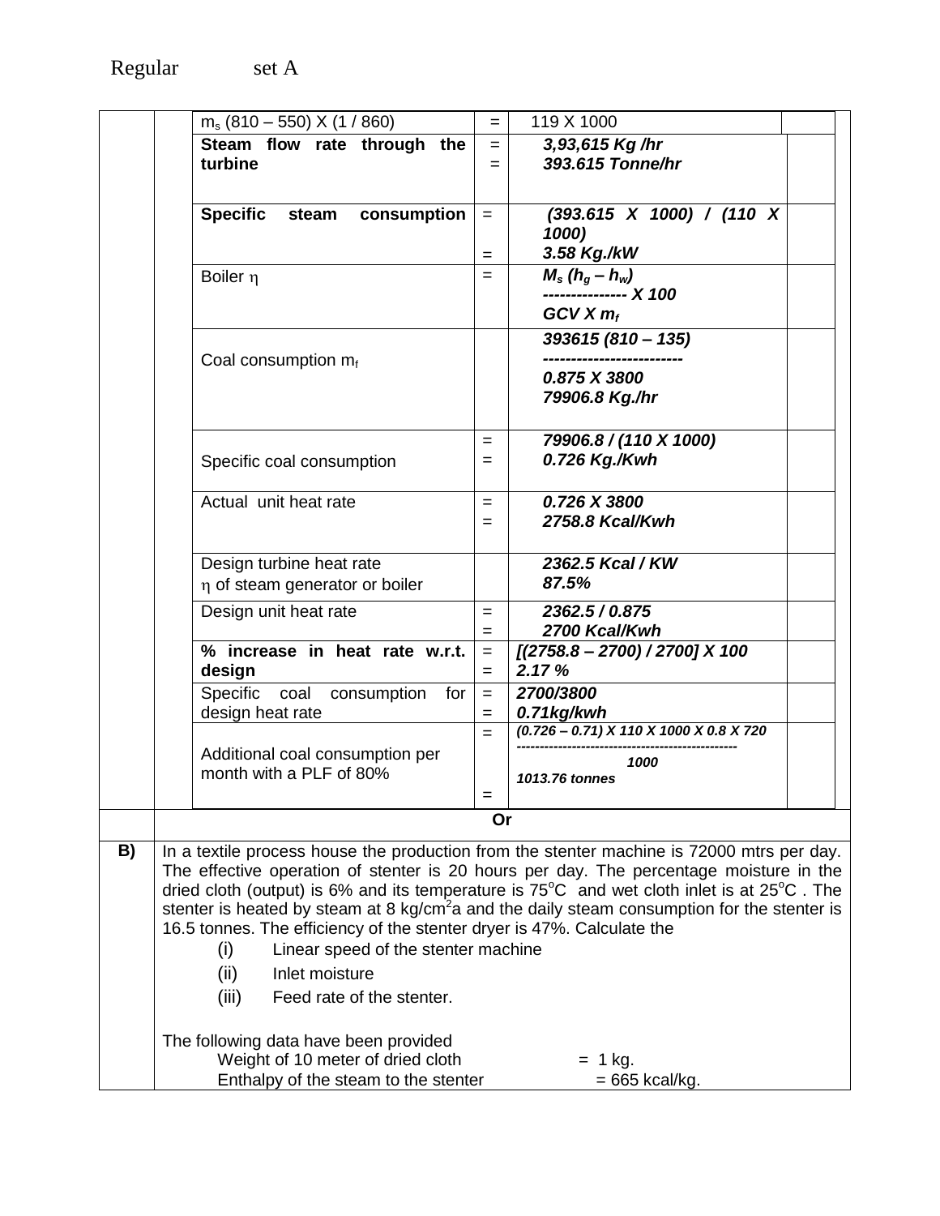Regular set A

| | | | |
|---|---|---|---|
| $m_s$ (810 – 550) X (1 / 860) | = | 119 X 1000 | |
| **Steam flow rate through the turbine** | = <br> = | ***3,93,615 Kg /hr*** <br> ***393.615 Tonne/hr*** | |
| **Specific steam consumption** | = <br> = | ***(393.615 X 1000) / (110 X 1000)*** <br> ***3.58 Kg./kW*** | |
| Boiler $\eta$ | = | $\dfrac{M_s (h_g - h_w)}{GCV \times m_f} \times 100$ | |
| Coal consumption $m_f$ | | $\dfrac{393615 (810 - 135)}{0.875 \times 3800}$ <br> ***79906.8 Kg./hr*** | |
| Specific coal consumption | = <br> = | ***79906.8 / (110 X 1000)*** <br> ***0.726 Kg./Kwh*** | |
| Actual unit heat rate | = <br> = | ***0.726 X 3800*** <br> ***2758.8 Kcal/Kwh*** | |
| Design turbine heat rate <br> $\eta$ of steam generator or boiler | | ***2362.5 Kcal / KW*** <br> ***87.5%*** | |
| Design unit heat rate | = <br> = | ***2362.5 / 0.875*** <br> ***2700 Kcal/Kwh*** | |
| **% increase in heat rate w.r.t. design** | = <br> = | ***[(2758.8 – 2700) / 2700] X 100*** <br> ***2.17 %*** | |
| Specific coal consumption for design heat rate | = <br> = | ***2700/3800*** <br> ***0.71kg/kwh*** | |
| Additional coal consumption per month with a PLF of 80% | = <br> = | $\dfrac{(0.726 - 0.71) \times 110 \times 1000 \times 0.8 \times 720}{1000}$ <br> ***1013.76 tonnes*** | |

**Or**

**B)** In a textile process house the production from the stenter machine is 72000 mtrs per day. The effective operation of stenter is 20 hours per day. The percentage moisture in the dried cloth (output) is 6% and its temperature is 75°C and wet cloth inlet is at 25°C . The stenter is heated by steam at 8 kg/cm$^2$a and the daily steam consumption for the stenter is 16.5 tonnes. The efficiency of the stenter dryer is 47%. Calculate the

(i) Linear speed of the stenter machine

(ii) Inlet moisture

(iii) Feed rate of the stenter.

The following data have been provided

Weight of 10 meter of dried cloth = 1 kg.

Enthalpy of the steam to the stenter = 665 kcal/kg.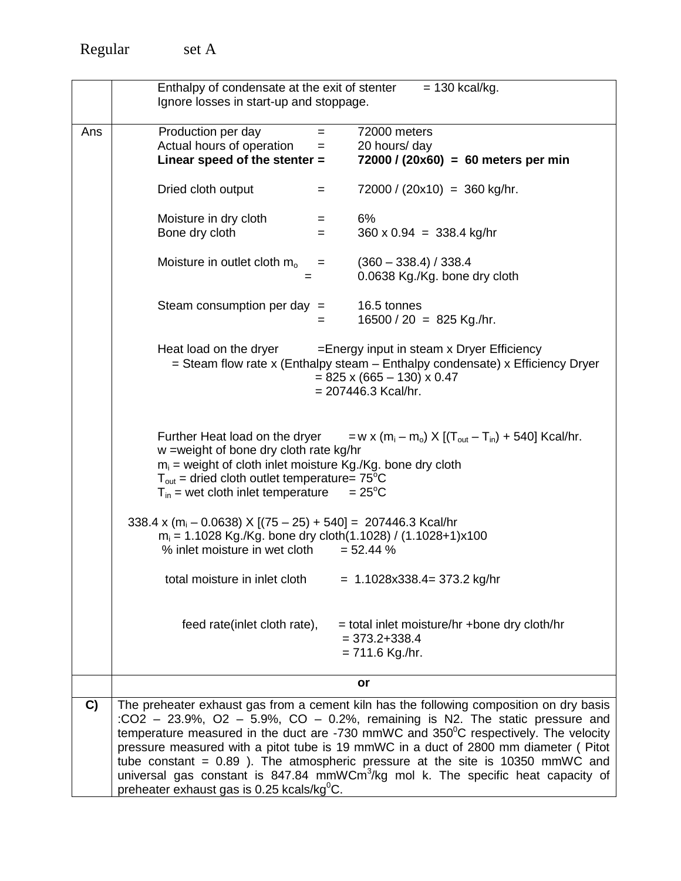Regular set A

| | |
|---|---|
| | Enthalpy of condensate at the exit of stenter = 130 kcal/kg.<br>Ignore losses in start-up and stoppage. |
| Ans | Production per day = 72000 meters<br>Actual hours of operation = 20 hours/ day<br>**Linear speed of the stenter = 72000 / (20x60) = 60 meters per min**<br><br>Dried cloth output = 72000 / (20x10) = 360 kg/hr.<br><br>Moisture in dry cloth = 6%<br>Bone dry cloth = 360 x 0.94 = 338.4 kg/hr<br><br>Moisture in outlet cloth $m_o$ = (360 – 338.4) / 338.4<br>= 0.0638 Kg./Kg. bone dry cloth<br><br>Steam consumption per day = 16.5 tonnes<br>= 16500 / 20 = 825 Kg./hr.<br><br>Heat load on the dryer =Energy input in steam x Dryer Efficiency<br>= Steam flow rate x (Enthalpy steam – Enthalpy condensate) x Efficiency Dryer<br>= 825 x (665 – 130) x 0.47<br>= 207446.3 Kcal/hr.<br><br>Further Heat load on the dryer = w x ($m_i$ – $m_o$) X [($T_{out}$ – $T_{in}$) + 540] Kcal/hr.<br>w =weight of bone dry cloth rate kg/hr<br>$m_i$ = weight of cloth inlet moisture Kg./Kg. bone dry cloth<br>$T_{out}$ = dried cloth outlet temperature= 75°C<br>$T_{in}$ = wet cloth inlet temperature = 25°C<br><br>338.4 x ($m_i$ – 0.0638) X [(75 – 25) + 540] = 207446.3 Kcal/hr<br>$m_i$ = 1.1028 Kg./Kg. bone dry cloth(1.1028) / (1.1028+1)x100<br>% inlet moisture in wet cloth = 52.44 %<br><br>total moisture in inlet cloth = 1.1028x338.4= 373.2 kg/hr<br><br>feed rate(inlet cloth rate), = total inlet moisture/hr +bone dry cloth/hr<br>= 373.2+338.4<br>= 711.6 Kg./hr. |
| | **or** |
| **C)** | The preheater exhaust gas from a cement kiln has the following composition on dry basis :$CO_2$ – 23.9%, $O_2$ – 5.9%, CO – 0.2%, remaining is $N_2$. The static pressure and temperature measured in the duct are -730 mmWC and 350°C respectively. The velocity pressure measured with a pitot tube is 19 mmWC in a duct of 2800 mm diameter ( Pitot tube constant = 0.89 ). The atmospheric pressure at the site is 10350 mmWC and universal gas constant is 847.84 mmWCm³/kg mol k. The specific heat capacity of preheater exhaust gas is 0.25 kcals/kg°C. |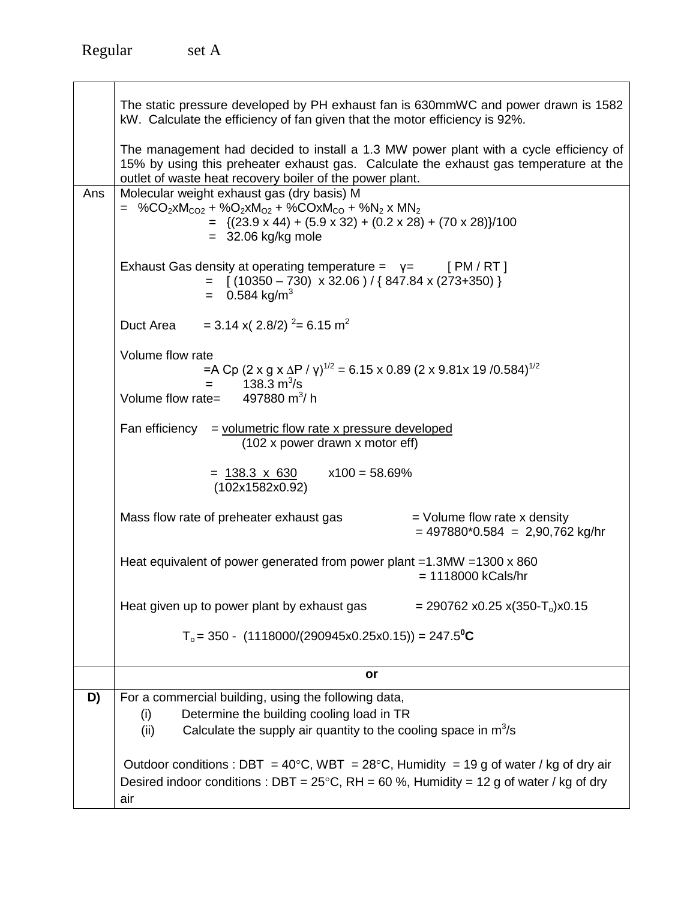Regular set A

| | |
|---|---|
| | The static pressure developed by PH exhaust fan is 630mmWC and power drawn is 1582 kW. Calculate the efficiency of fan given that the motor efficiency is 92%.<br><br>The management had decided to install a 1.3 MW power plant with a cycle efficiency of 15% by using this preheater exhaust gas. Calculate the exhaust gas temperature at the outlet of waste heat recovery boiler of the power plant. |
| Ans | Molecular weight exhaust gas (dry basis) M<br>$= \%CO_2 x M_{CO2} + \%O_2 x M_{O2} + \%CO x M_{CO} + \%N_2 \times MN_2$<br>$= \{(23.9 \times 44) + (5.9 \times 32) + (0.2 \times 28) + (70 \times 28)\}/100$<br>$= 32.06$ kg/kg mole<br><br>Exhaust Gas density at operating temperature = $\gamma$= [ PM / RT ]<br>$= [ (10350 – 730) \times 32.06 ) / \{ 847.84 \times (273+350) \}$<br>$= 0.584$ kg/m$^3$<br><br>Duct Area $= 3.14 \times ( 2.8/2)^2 = 6.15$ m$^2$<br><br>Volume flow rate<br>$= A\, Cp\, (2 \times g \times \Delta P / \gamma)^{1/2} = 6.15 \times 0.89\, (2 \times 9.81 \times 19 /0.584)^{1/2}$<br>$= 138.3$ m$^3$/s<br>Volume flow rate= 497880 m$^3$/ h<br><br>Fan efficiency = $\dfrac{\text{volumetric flow rate x pressure developed}}{\text{(102 x power drawn x motor eff)}}$<br><br>$= \dfrac{138.3 \times 630}{(102 \times 1582 \times 0.92)} \times 100 = 58.69\%$<br><br>Mass flow rate of preheater exhaust gas = Volume flow rate x density<br>= 497880*0.584 = 2,90,762 kg/hr<br><br>Heat equivalent of power generated from power plant =1.3MW =1300 x 860<br>= 1118000 kCals/hr<br><br>Heat given up to power plant by exhaust gas = 290762 x0.25 x(350-$T_o$)x0.15<br><br>$T_o = 350 - (1118000/(290945 \times 0.25 \times 0.15)) = 247.5$ **$^0$C** |
| | **or** |
| **D)** | For a commercial building, using the following data,<br>(i) Determine the building cooling load in TR<br>(ii) Calculate the supply air quantity to the cooling space in m$^3$/s<br><br>Outdoor conditions : DBT = 40°C, WBT = 28°C, Humidity = 19 g of water / kg of dry air<br>Desired indoor conditions : DBT = 25°C, RH = 60 %, Humidity = 12 g of water / kg of dry air |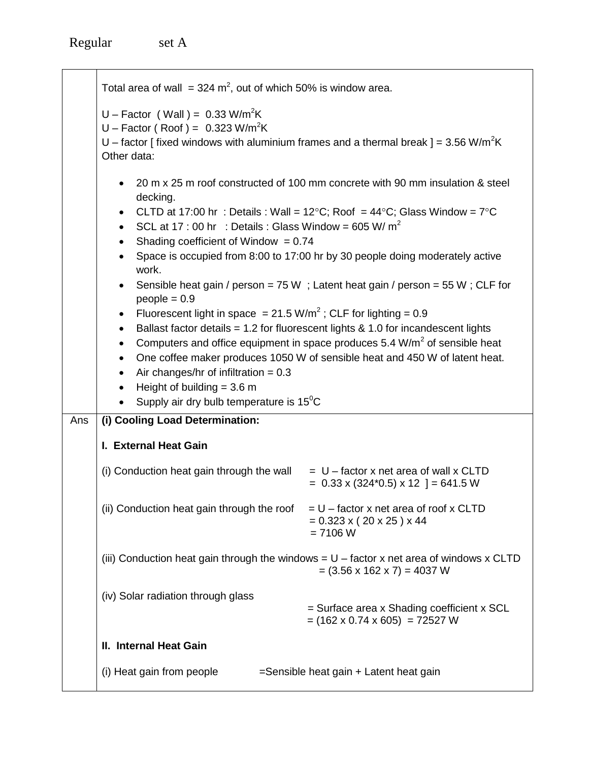Regular set A

Total area of wall = 324 $m^2$, out of which 50% is window area.

U – Factor ( Wall ) = 0.33 $W/m^2K$
U – Factor ( Roof ) = 0.323 $W/m^2K$
U – factor [ fixed windows with aluminium frames and a thermal break ] = 3.56 $W/m^2K$
Other data:

- 20 m x 25 m roof constructed of 100 mm concrete with 90 mm insulation & steel decking.
- CLTD at 17:00 hr : Details : Wall = 12°C; Roof = 44°C; Glass Window = 7°C
- SCL at 17 : 00 hr : Details : Glass Window = 605 W/ $m^2$
- Shading coefficient of Window = 0.74
- Space is occupied from 8:00 to 17:00 hr by 30 people doing moderately active work.
- Sensible heat gain / person = 75 W ; Latent heat gain / person = 55 W ; CLF for people = 0.9
- Fluorescent light in space = 21.5 $W/m^2$ ; CLF for lighting = 0.9
- Ballast factor details = 1.2 for fluorescent lights & 1.0 for incandescent lights
- Computers and office equipment in space produces 5.4 $W/m^2$ of sensible heat
- One coffee maker produces 1050 W of sensible heat and 450 W of latent heat.
- Air changes/hr of infiltration = 0.3
- Height of building = 3.6 m
- Supply air dry bulb temperature is 15$^0$C

Ans

**(i) Cooling Load Determination:**

**I. External Heat Gain**

(i) Conduction heat gain through the wall = U – factor x net area of wall x CLTD
= 0.33 x (324*0.5) x 12 ] = 641.5 W

(ii) Conduction heat gain through the roof = U – factor x net area of roof x CLTD
= 0.323 x ( 20 x 25 ) x 44
= 7106 W

(iii) Conduction heat gain through the windows = U – factor x net area of windows x CLTD
= (3.56 x 162 x 7) = 4037 W

(iv) Solar radiation through glass
= Surface area x Shading coefficient x SCL
= (162 x 0.74 x 605) = 72527 W

**II. Internal Heat Gain**

(i) Heat gain from people =Sensible heat gain + Latent heat gain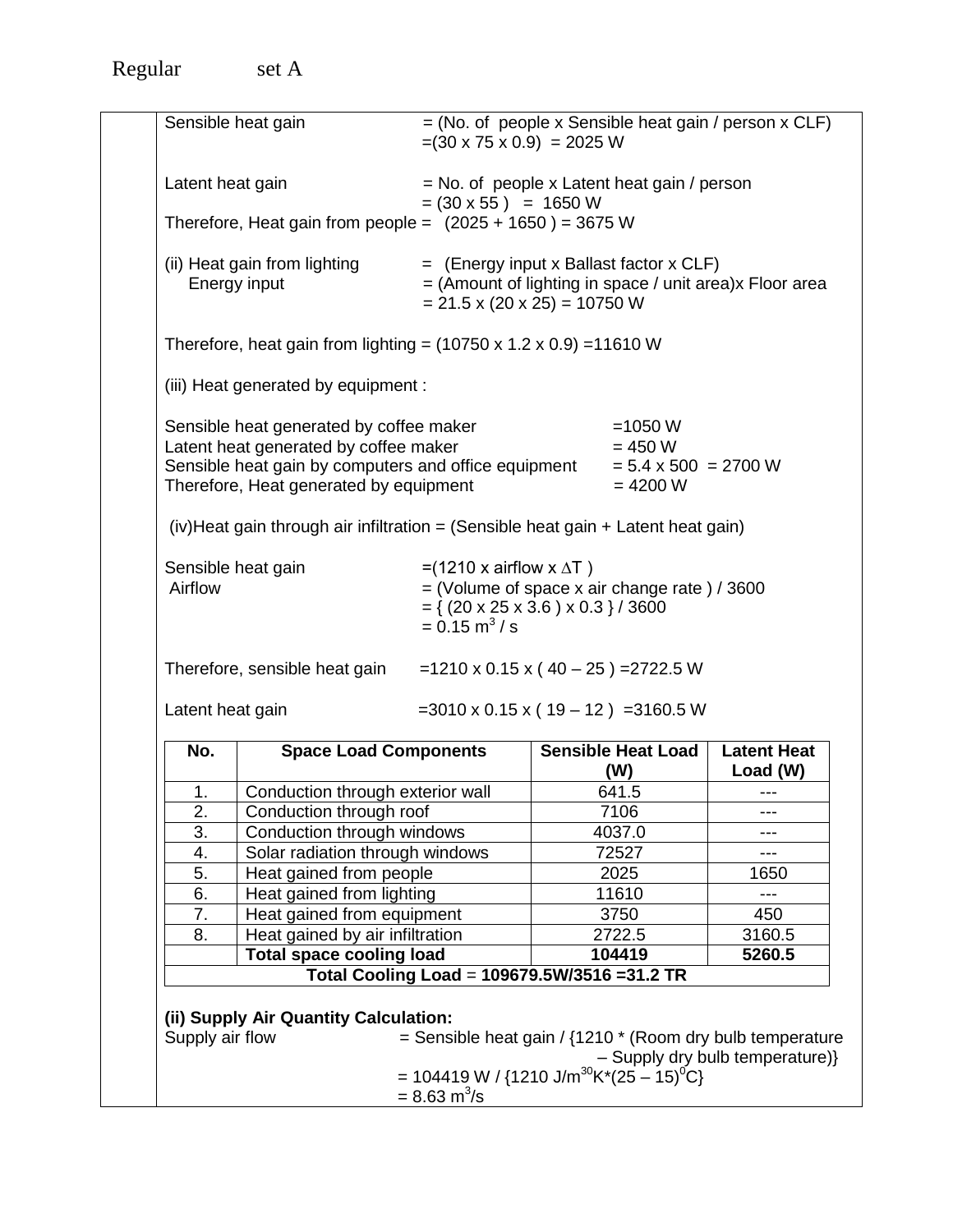Regular set A

Sensible heat gain = (No. of people x Sensible heat gain / person x CLF)
=(30 x 75 x 0.9) = 2025 W

Latent heat gain = No. of people x Latent heat gain / person
= (30 x 55 ) = 1650 W

Therefore, Heat gain from people = (2025 + 1650 ) = 3675 W

(ii) Heat gain from lighting = (Energy input x Ballast factor x CLF)
Energy input = (Amount of lighting in space / unit area)x Floor area
= 21.5 x (20 x 25) = 10750 W

Therefore, heat gain from lighting = (10750 x 1.2 x 0.9) =11610 W

(iii) Heat generated by equipment :

Sensible heat generated by coffee maker =1050 W
Latent heat generated by coffee maker = 450 W
Sensible heat gain by computers and office equipment = 5.4 x 500 = 2700 W
Therefore, Heat generated by equipment = 4200 W

(iv)Heat gain through air infiltration = (Sensible heat gain + Latent heat gain)

Sensible heat gain =(1210 x airflow x $\Delta T$ )
Airflow = (Volume of space x air change rate ) / 3600
= { (20 x 25 x 3.6 ) x 0.3 } / 3600
= 0.15 $m^3$ / s

Therefore, sensible heat gain =1210 x 0.15 x ( 40 – 25 ) =2722.5 W

Latent heat gain =3010 x 0.15 x ( 19 – 12 ) =3160.5 W

| No. | Space Load Components | Sensible Heat Load (W) | Latent Heat Load (W) |
|---|---|---|---|
| 1. | Conduction through exterior wall | 641.5 | --- |
| 2. | Conduction through roof | 7106 | --- |
| 3. | Conduction through windows | 4037.0 | --- |
| 4. | Solar radiation through windows | 72527 | --- |
| 5. | Heat gained from people | 2025 | 1650 |
| 6. | Heat gained from lighting | 11610 | --- |
| 7. | Heat gained from equipment | 3750 | 450 |
| 8. | Heat gained by air infiltration | 2722.5 | 3160.5 |
| | **Total space cooling load** | **104419** | **5260.5** |
| **Total Cooling Load = 109679.5W/3516 =31.2 TR** | | | |

**(ii) Supply Air Quantity Calculation:**

Supply air flow = Sensible heat gain / {1210 * (Room dry bulb temperature – Supply dry bulb temperature)}
= 104419 W / {1210 J/$m^{30}$K*(25 – 15)$^0$C}
= 8.63 $m^3$/s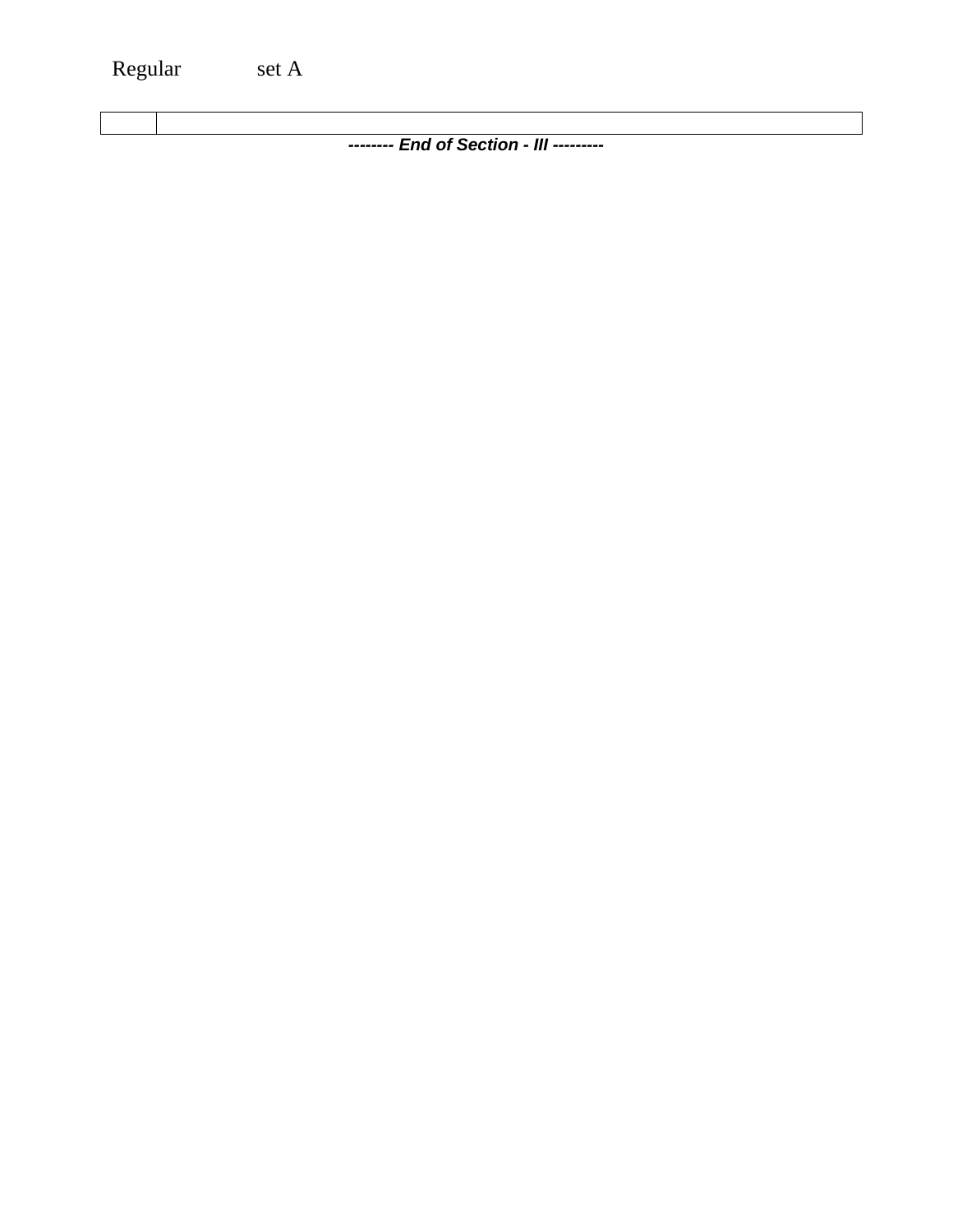Regular set A

| | |
|---|---|
| | |

***-------- End of Section - III ---------***